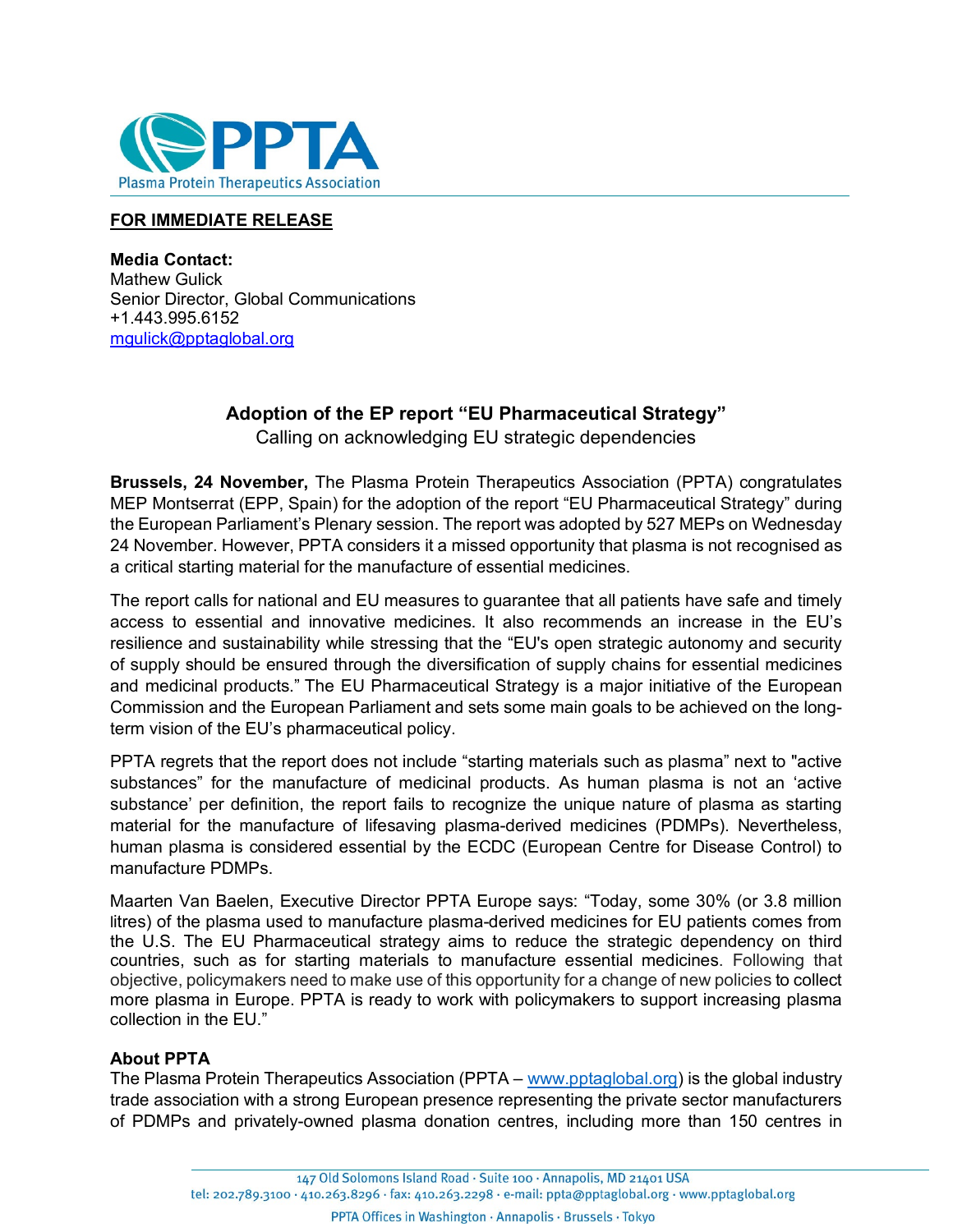**FOR IMMEDIATE RELEASE**

**Media Contact:**
Mathew Gulick
Senior Director, Global Communications
+1.443.995.6152
mgulick@pptaglobal.org

## Adoption of the EP report "EU Pharmaceutical Strategy"

Calling on acknowledging EU strategic dependencies

**Brussels, 24 November,** The Plasma Protein Therapeutics Association (PPTA) congratulates MEP Montserrat (EPP, Spain) for the adoption of the report "EU Pharmaceutical Strategy" during the European Parliament's Plenary session. The report was adopted by 527 MEPs on Wednesday 24 November. However, PPTA considers it a missed opportunity that plasma is not recognised as a critical starting material for the manufacture of essential medicines.

The report calls for national and EU measures to guarantee that all patients have safe and timely access to essential and innovative medicines. It also recommends an increase in the EU's resilience and sustainability while stressing that the "EU's open strategic autonomy and security of supply should be ensured through the diversification of supply chains for essential medicines and medicinal products." The EU Pharmaceutical Strategy is a major initiative of the European Commission and the European Parliament and sets some main goals to be achieved on the long-term vision of the EU's pharmaceutical policy.

PPTA regrets that the report does not include "starting materials such as plasma" next to "active substances" for the manufacture of medicinal products. As human plasma is not an 'active substance' per definition, the report fails to recognize the unique nature of plasma as starting material for the manufacture of lifesaving plasma-derived medicines (PDMPs). Nevertheless, human plasma is considered essential by the ECDC (European Centre for Disease Control) to manufacture PDMPs.

Maarten Van Baelen, Executive Director PPTA Europe says: "Today, some 30% (or 3.8 million litres) of the plasma used to manufacture plasma-derived medicines for EU patients comes from the U.S. The EU Pharmaceutical strategy aims to reduce the strategic dependency on third countries, such as for starting materials to manufacture essential medicines. Following that objective, policymakers need to make use of this opportunity for a change of new policies to collect more plasma in Europe. PPTA is ready to work with policymakers to support increasing plasma collection in the EU."

**About PPTA**

The Plasma Protein Therapeutics Association (PPTA – www.pptaglobal.org) is the global industry trade association with a strong European presence representing the private sector manufacturers of PDMPs and privately-owned plasma donation centres, including more than 150 centres in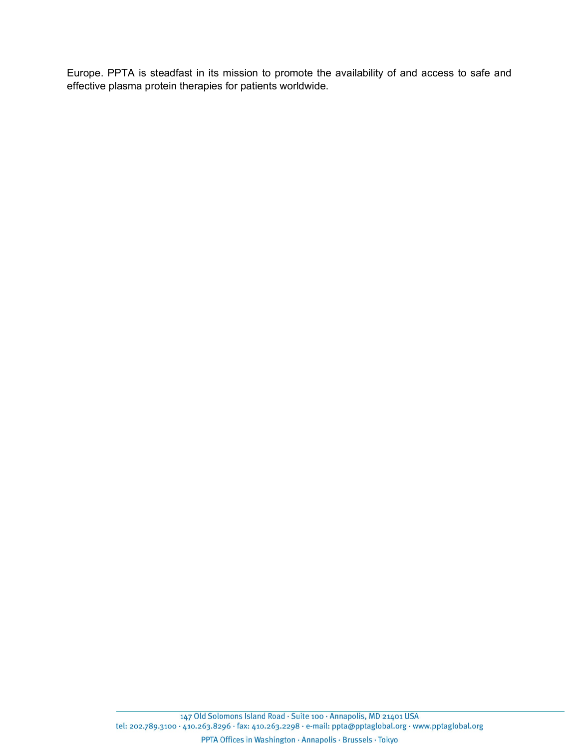Europe. PPTA is steadfast in its mission to promote the availability of and access to safe and effective plasma protein therapies for patients worldwide.